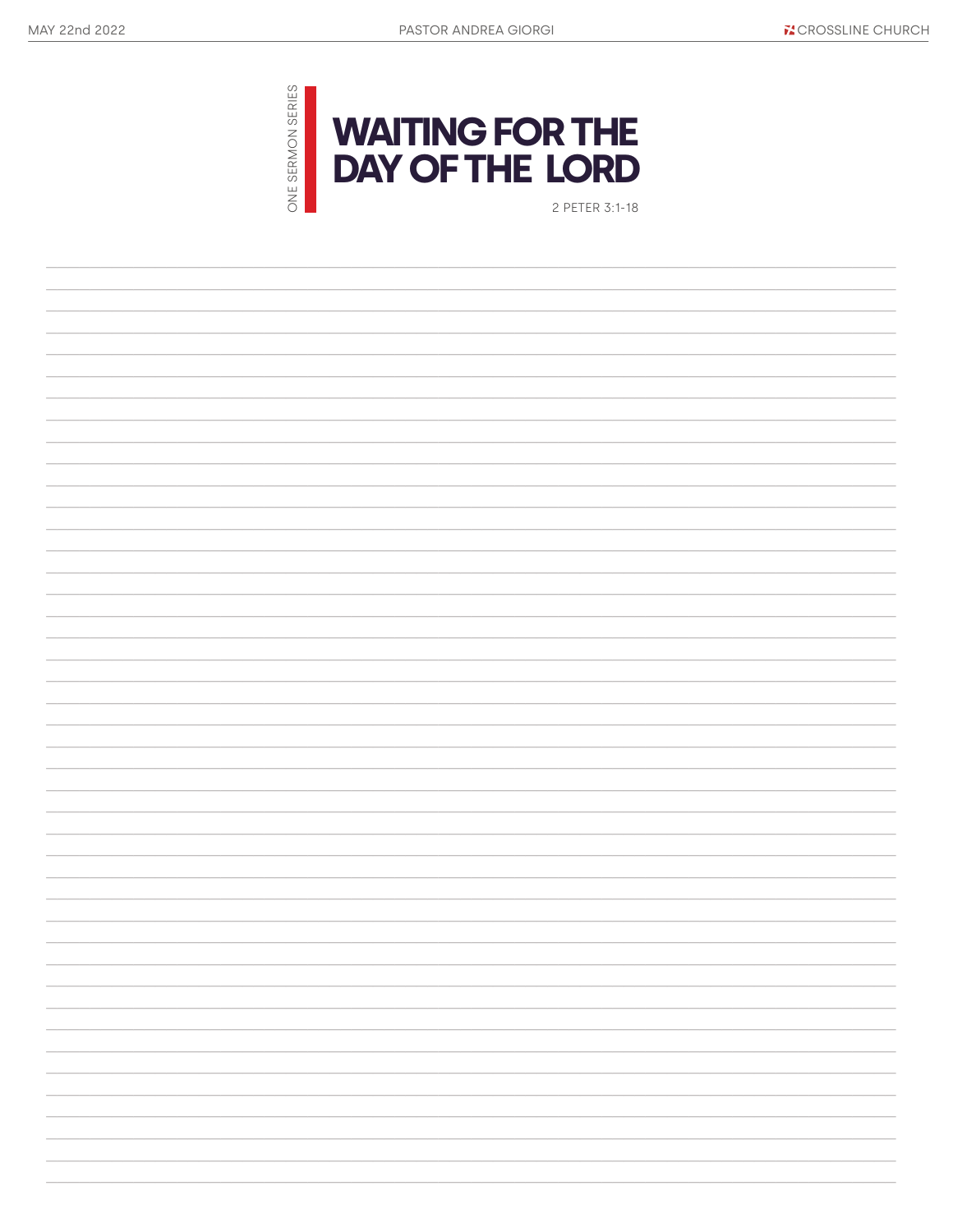MAY 22nd 2022 PASTOR ANDREA GIORGI CROSSLINE CHURCH

ONE SERMON SERIES

# WAITING FOR THE DAY OF THE LORD

2 PETER 3:1-18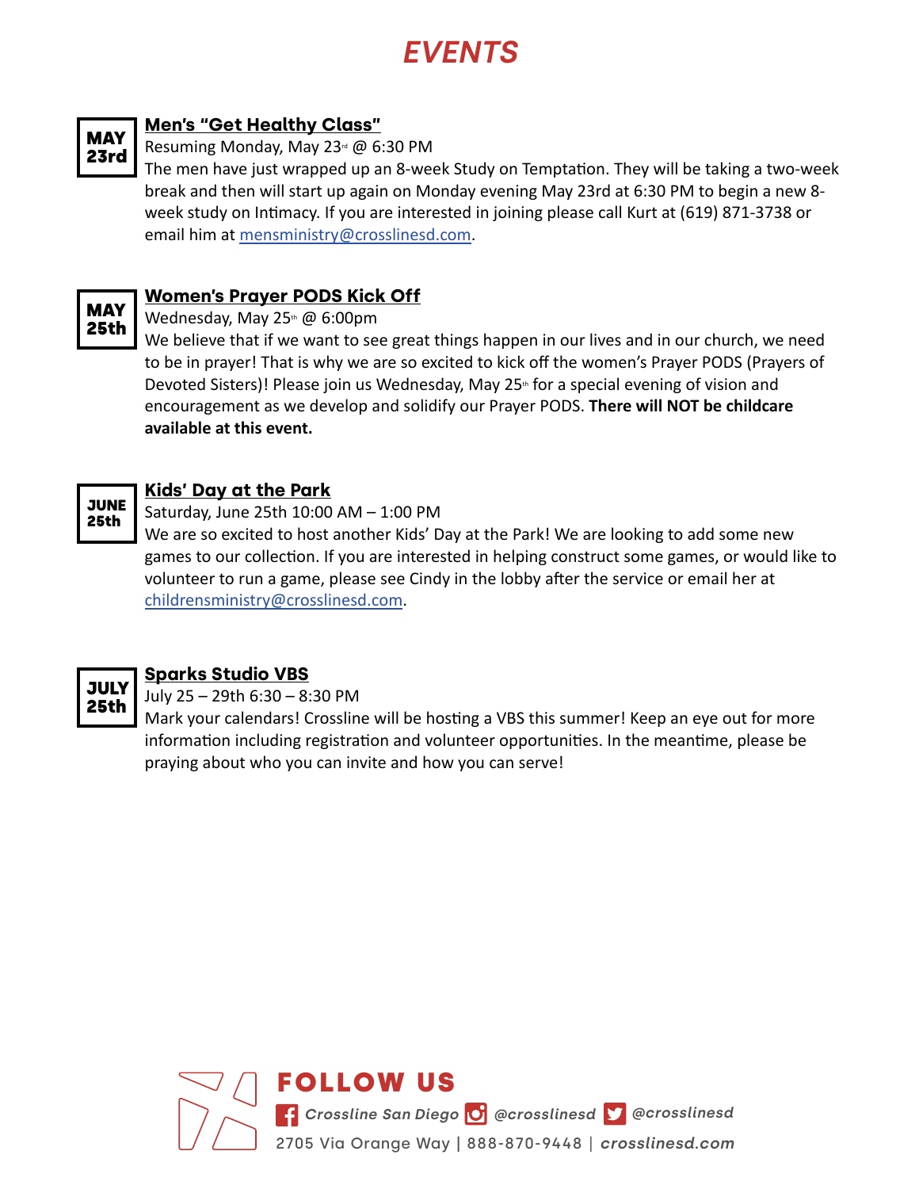# EVENTS

**MAY 23rd**

## Men's "Get Healthy Class"

Resuming Monday, May 23rd @ 6:30 PM

The men have just wrapped up an 8-week Study on Temptation. They will be taking a two-week break and then will start up again on Monday evening May 23rd at 6:30 PM to begin a new 8-week study on Intimacy. If you are interested in joining please call Kurt at (619) 871-3738 or email him at mensministry@crosslinesd.com.

**MAY 25th**

## Women's Prayer PODS Kick Off

Wednesday, May 25th @ 6:00pm

We believe that if we want to see great things happen in our lives and in our church, we need to be in prayer! That is why we are so excited to kick off the women's Prayer PODS (Prayers of Devoted Sisters)! Please join us Wednesday, May 25th for a special evening of vision and encouragement as we develop and solidify our Prayer PODS. **There will NOT be childcare available at this event.**

**JUNE 25th**

## Kids' Day at the Park

Saturday, June 25th 10:00 AM – 1:00 PM

We are so excited to host another Kids' Day at the Park! We are looking to add some new games to our collection. If you are interested in helping construct some games, or would like to volunteer to run a game, please see Cindy in the lobby after the service or email her at childrensministry@crosslinesd.com.

**JULY 25th**

## Sparks Studio VBS

July 25 – 29th 6:30 – 8:30 PM

Mark your calendars! Crossline will be hosting a VBS this summer! Keep an eye out for more information including registration and volunteer opportunities. In the meantime, please be praying about who you can invite and how you can serve!

**FOLLOW US**

*Crossline San Diego* *@crosslinesd* *@crosslinesd*

2705 Via Orange Way | 888-870-9448 | ***crosslinesd.com***